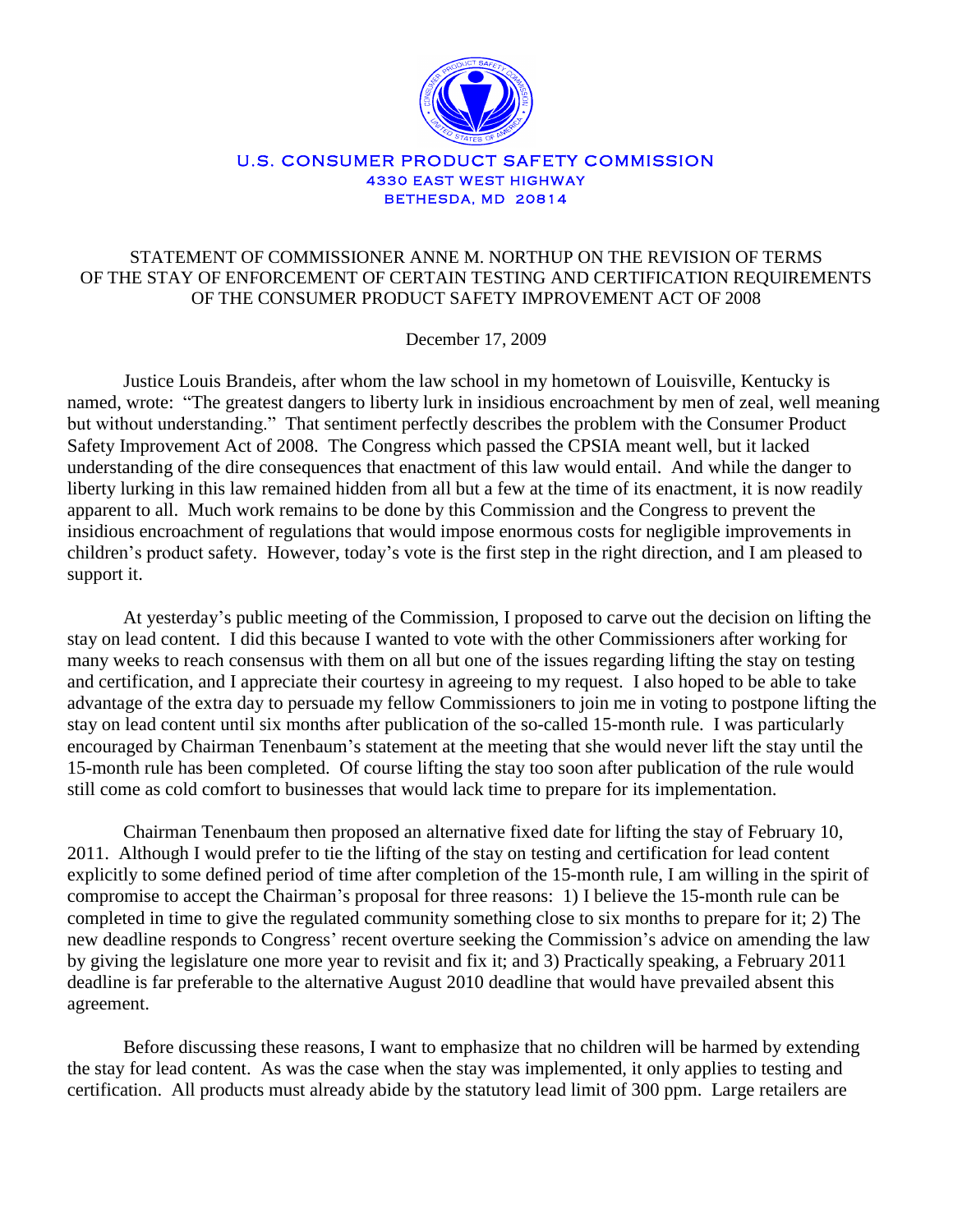U.S. CONSUMER PRODUCT SAFETY COMMISSION
4330 EAST WEST HIGHWAY
BETHESDA, MD 20814

# STATEMENT OF COMMISSIONER ANNE M. NORTHUP ON THE REVISION OF TERMS OF THE STAY OF ENFORCEMENT OF CERTAIN TESTING AND CERTIFICATION REQUIREMENTS OF THE CONSUMER PRODUCT SAFETY IMPROVEMENT ACT OF 2008

December 17, 2009

Justice Louis Brandeis, after whom the law school in my hometown of Louisville, Kentucky is named, wrote: "The greatest dangers to liberty lurk in insidious encroachment by men of zeal, well meaning but without understanding." That sentiment perfectly describes the problem with the Consumer Product Safety Improvement Act of 2008. The Congress which passed the CPSIA meant well, but it lacked understanding of the dire consequences that enactment of this law would entail. And while the danger to liberty lurking in this law remained hidden from all but a few at the time of its enactment, it is now readily apparent to all. Much work remains to be done by this Commission and the Congress to prevent the insidious encroachment of regulations that would impose enormous costs for negligible improvements in children's product safety. However, today's vote is the first step in the right direction, and I am pleased to support it.

At yesterday's public meeting of the Commission, I proposed to carve out the decision on lifting the stay on lead content. I did this because I wanted to vote with the other Commissioners after working for many weeks to reach consensus with them on all but one of the issues regarding lifting the stay on testing and certification, and I appreciate their courtesy in agreeing to my request. I also hoped to be able to take advantage of the extra day to persuade my fellow Commissioners to join me in voting to postpone lifting the stay on lead content until six months after publication of the so-called 15-month rule. I was particularly encouraged by Chairman Tenenbaum's statement at the meeting that she would never lift the stay until the 15-month rule has been completed. Of course lifting the stay too soon after publication of the rule would still come as cold comfort to businesses that would lack time to prepare for its implementation.

Chairman Tenenbaum then proposed an alternative fixed date for lifting the stay of February 10, 2011. Although I would prefer to tie the lifting of the stay on testing and certification for lead content explicitly to some defined period of time after completion of the 15-month rule, I am willing in the spirit of compromise to accept the Chairman's proposal for three reasons: 1) I believe the 15-month rule can be completed in time to give the regulated community something close to six months to prepare for it; 2) The new deadline responds to Congress' recent overture seeking the Commission's advice on amending the law by giving the legislature one more year to revisit and fix it; and 3) Practically speaking, a February 2011 deadline is far preferable to the alternative August 2010 deadline that would have prevailed absent this agreement.

Before discussing these reasons, I want to emphasize that no children will be harmed by extending the stay for lead content. As was the case when the stay was implemented, it only applies to testing and certification. All products must already abide by the statutory lead limit of 300 ppm. Large retailers are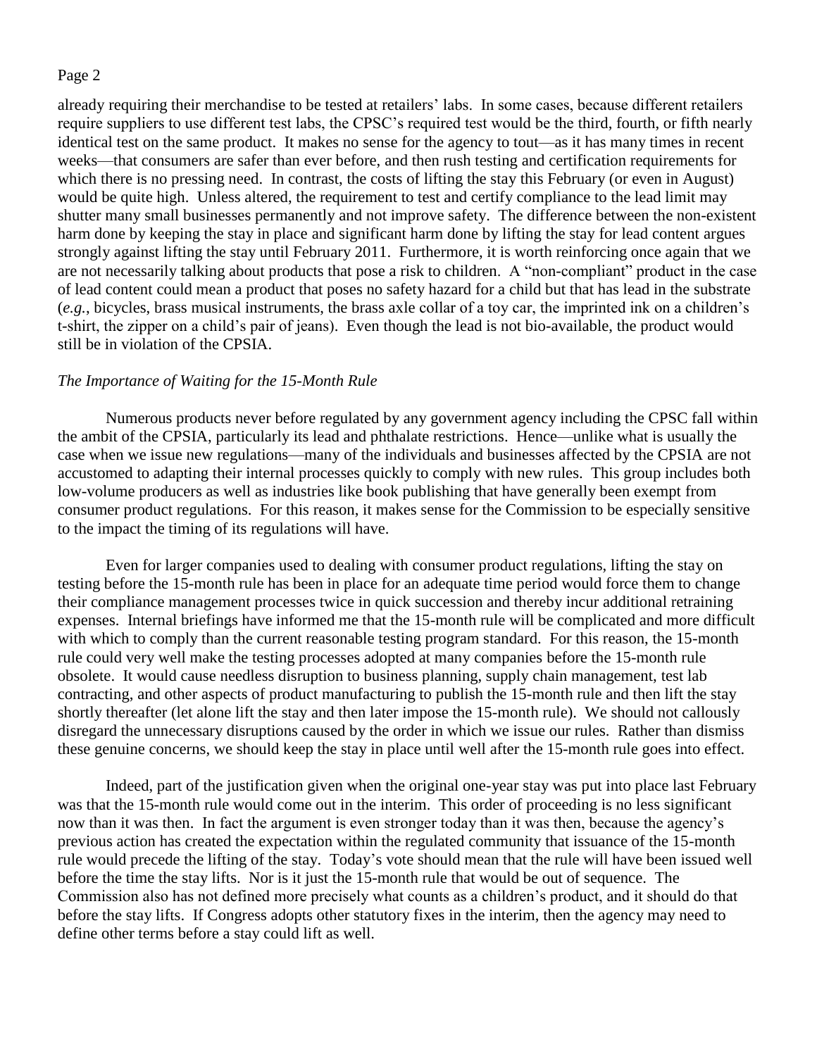already requiring their merchandise to be tested at retailers' labs. In some cases, because different retailers require suppliers to use different test labs, the CPSC's required test would be the third, fourth, or fifth nearly identical test on the same product. It makes no sense for the agency to tout—as it has many times in recent weeks—that consumers are safer than ever before, and then rush testing and certification requirements for which there is no pressing need. In contrast, the costs of lifting the stay this February (or even in August) would be quite high. Unless altered, the requirement to test and certify compliance to the lead limit may shutter many small businesses permanently and not improve safety. The difference between the non-existent harm done by keeping the stay in place and significant harm done by lifting the stay for lead content argues strongly against lifting the stay until February 2011. Furthermore, it is worth reinforcing once again that we are not necessarily talking about products that pose a risk to children. A "non-compliant" product in the case of lead content could mean a product that poses no safety hazard for a child but that has lead in the substrate (*e.g.*, bicycles, brass musical instruments, the brass axle collar of a toy car, the imprinted ink on a children's t-shirt, the zipper on a child's pair of jeans). Even though the lead is not bio-available, the product would still be in violation of the CPSIA.

*The Importance of Waiting for the 15-Month Rule*

Numerous products never before regulated by any government agency including the CPSC fall within the ambit of the CPSIA, particularly its lead and phthalate restrictions. Hence—unlike what is usually the case when we issue new regulations—many of the individuals and businesses affected by the CPSIA are not accustomed to adapting their internal processes quickly to comply with new rules. This group includes both low-volume producers as well as industries like book publishing that have generally been exempt from consumer product regulations. For this reason, it makes sense for the Commission to be especially sensitive to the impact the timing of its regulations will have.

Even for larger companies used to dealing with consumer product regulations, lifting the stay on testing before the 15-month rule has been in place for an adequate time period would force them to change their compliance management processes twice in quick succession and thereby incur additional retraining expenses. Internal briefings have informed me that the 15-month rule will be complicated and more difficult with which to comply than the current reasonable testing program standard. For this reason, the 15-month rule could very well make the testing processes adopted at many companies before the 15-month rule obsolete. It would cause needless disruption to business planning, supply chain management, test lab contracting, and other aspects of product manufacturing to publish the 15-month rule and then lift the stay shortly thereafter (let alone lift the stay and then later impose the 15-month rule). We should not callously disregard the unnecessary disruptions caused by the order in which we issue our rules. Rather than dismiss these genuine concerns, we should keep the stay in place until well after the 15-month rule goes into effect.

Indeed, part of the justification given when the original one-year stay was put into place last February was that the 15-month rule would come out in the interim. This order of proceeding is no less significant now than it was then. In fact the argument is even stronger today than it was then, because the agency's previous action has created the expectation within the regulated community that issuance of the 15-month rule would precede the lifting of the stay. Today's vote should mean that the rule will have been issued well before the time the stay lifts. Nor is it just the 15-month rule that would be out of sequence. The Commission also has not defined more precisely what counts as a children's product, and it should do that before the stay lifts. If Congress adopts other statutory fixes in the interim, then the agency may need to define other terms before a stay could lift as well.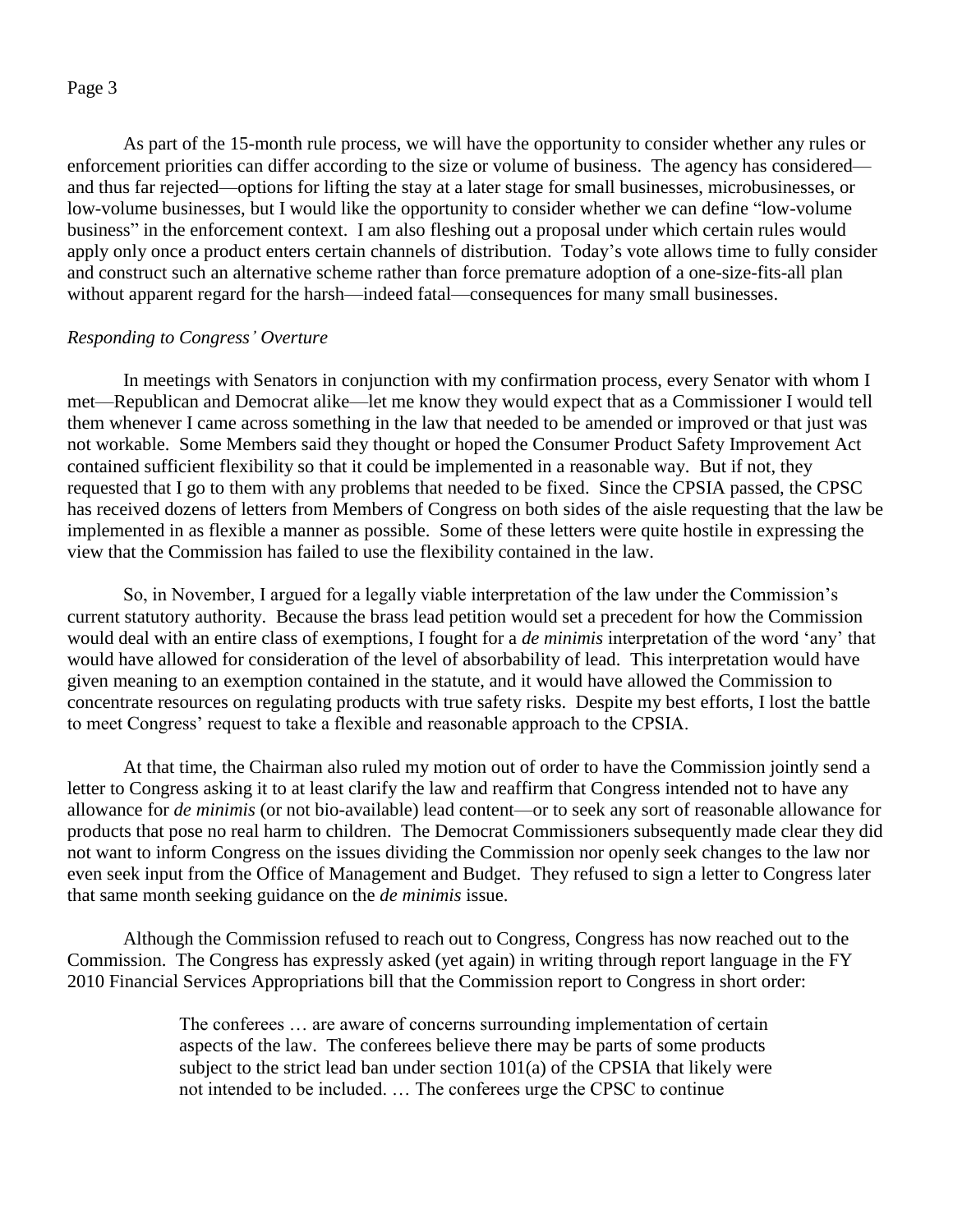As part of the 15-month rule process, we will have the opportunity to consider whether any rules or enforcement priorities can differ according to the size or volume of business. The agency has considered—and thus far rejected—options for lifting the stay at a later stage for small businesses, microbusinesses, or low-volume businesses, but I would like the opportunity to consider whether we can define "low-volume business" in the enforcement context. I am also fleshing out a proposal under which certain rules would apply only once a product enters certain channels of distribution. Today's vote allows time to fully consider and construct such an alternative scheme rather than force premature adoption of a one-size-fits-all plan without apparent regard for the harsh—indeed fatal—consequences for many small businesses.

*Responding to Congress' Overture*

In meetings with Senators in conjunction with my confirmation process, every Senator with whom I met—Republican and Democrat alike—let me know they would expect that as a Commissioner I would tell them whenever I came across something in the law that needed to be amended or improved or that just was not workable. Some Members said they thought or hoped the Consumer Product Safety Improvement Act contained sufficient flexibility so that it could be implemented in a reasonable way. But if not, they requested that I go to them with any problems that needed to be fixed. Since the CPSIA passed, the CPSC has received dozens of letters from Members of Congress on both sides of the aisle requesting that the law be implemented in as flexible a manner as possible. Some of these letters were quite hostile in expressing the view that the Commission has failed to use the flexibility contained in the law.

So, in November, I argued for a legally viable interpretation of the law under the Commission's current statutory authority. Because the brass lead petition would set a precedent for how the Commission would deal with an entire class of exemptions, I fought for a *de minimis* interpretation of the word 'any' that would have allowed for consideration of the level of absorbability of lead. This interpretation would have given meaning to an exemption contained in the statute, and it would have allowed the Commission to concentrate resources on regulating products with true safety risks. Despite my best efforts, I lost the battle to meet Congress' request to take a flexible and reasonable approach to the CPSIA.

At that time, the Chairman also ruled my motion out of order to have the Commission jointly send a letter to Congress asking it to at least clarify the law and reaffirm that Congress intended not to have any allowance for *de minimis* (or not bio-available) lead content—or to seek any sort of reasonable allowance for products that pose no real harm to children. The Democrat Commissioners subsequently made clear they did not want to inform Congress on the issues dividing the Commission nor openly seek changes to the law nor even seek input from the Office of Management and Budget. They refused to sign a letter to Congress later that same month seeking guidance on the *de minimis* issue.

Although the Commission refused to reach out to Congress, Congress has now reached out to the Commission. The Congress has expressly asked (yet again) in writing through report language in the FY 2010 Financial Services Appropriations bill that the Commission report to Congress in short order:

> The conferees … are aware of concerns surrounding implementation of certain aspects of the law. The conferees believe there may be parts of some products subject to the strict lead ban under section 101(a) of the CPSIA that likely were not intended to be included. … The conferees urge the CPSC to continue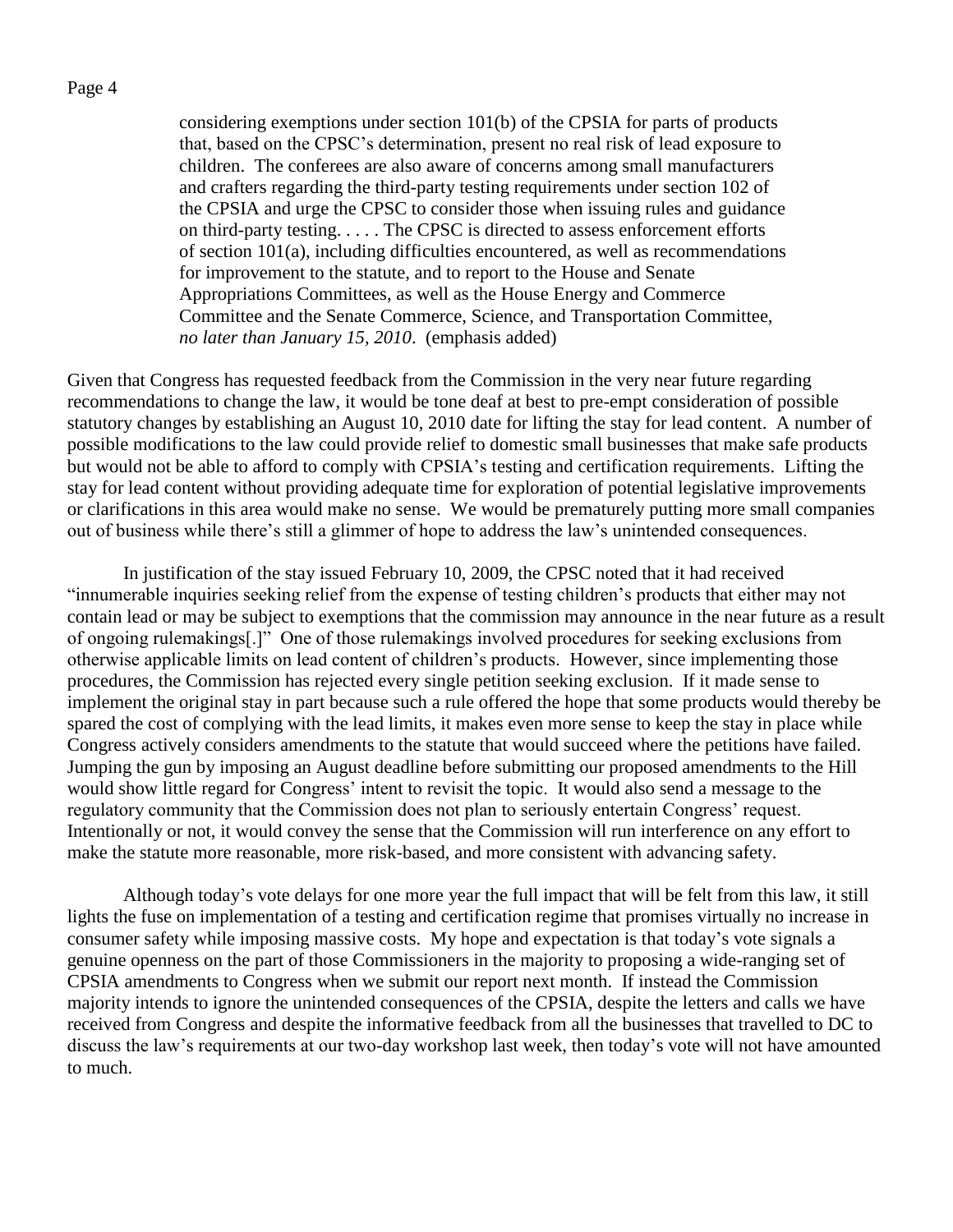> considering exemptions under section 101(b) of the CPSIA for parts of products that, based on the CPSC's determination, present no real risk of lead exposure to children. The conferees are also aware of concerns among small manufacturers and crafters regarding the third-party testing requirements under section 102 of the CPSIA and urge the CPSC to consider those when issuing rules and guidance on third-party testing. . . . . The CPSC is directed to assess enforcement efforts of section 101(a), including difficulties encountered, as well as recommendations for improvement to the statute, and to report to the House and Senate Appropriations Committees, as well as the House Energy and Commerce Committee and the Senate Commerce, Science, and Transportation Committee, *no later than January 15, 2010*. (emphasis added)

Given that Congress has requested feedback from the Commission in the very near future regarding recommendations to change the law, it would be tone deaf at best to pre-empt consideration of possible statutory changes by establishing an August 10, 2010 date for lifting the stay for lead content. A number of possible modifications to the law could provide relief to domestic small businesses that make safe products but would not be able to afford to comply with CPSIA's testing and certification requirements. Lifting the stay for lead content without providing adequate time for exploration of potential legislative improvements or clarifications in this area would make no sense. We would be prematurely putting more small companies out of business while there's still a glimmer of hope to address the law's unintended consequences.

In justification of the stay issued February 10, 2009, the CPSC noted that it had received "innumerable inquiries seeking relief from the expense of testing children's products that either may not contain lead or may be subject to exemptions that the commission may announce in the near future as a result of ongoing rulemakings[.]" One of those rulemakings involved procedures for seeking exclusions from otherwise applicable limits on lead content of children's products. However, since implementing those procedures, the Commission has rejected every single petition seeking exclusion. If it made sense to implement the original stay in part because such a rule offered the hope that some products would thereby be spared the cost of complying with the lead limits, it makes even more sense to keep the stay in place while Congress actively considers amendments to the statute that would succeed where the petitions have failed. Jumping the gun by imposing an August deadline before submitting our proposed amendments to the Hill would show little regard for Congress' intent to revisit the topic. It would also send a message to the regulatory community that the Commission does not plan to seriously entertain Congress' request. Intentionally or not, it would convey the sense that the Commission will run interference on any effort to make the statute more reasonable, more risk-based, and more consistent with advancing safety.

Although today's vote delays for one more year the full impact that will be felt from this law, it still lights the fuse on implementation of a testing and certification regime that promises virtually no increase in consumer safety while imposing massive costs. My hope and expectation is that today's vote signals a genuine openness on the part of those Commissioners in the majority to proposing a wide-ranging set of CPSIA amendments to Congress when we submit our report next month. If instead the Commission majority intends to ignore the unintended consequences of the CPSIA, despite the letters and calls we have received from Congress and despite the informative feedback from all the businesses that travelled to DC to discuss the law's requirements at our two-day workshop last week, then today's vote will not have amounted to much.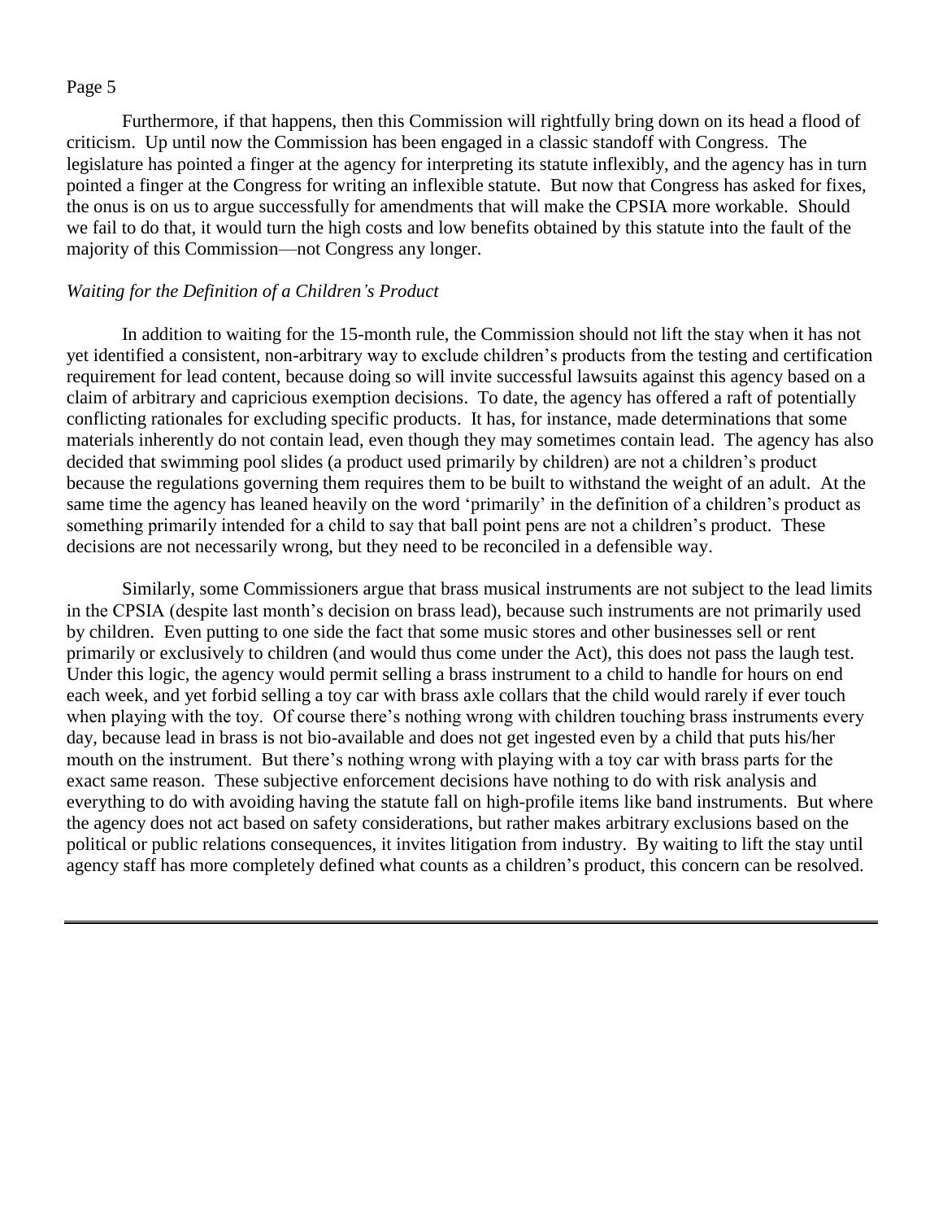Furthermore, if that happens, then this Commission will rightfully bring down on its head a flood of criticism. Up until now the Commission has been engaged in a classic standoff with Congress. The legislature has pointed a finger at the agency for interpreting its statute inflexibly, and the agency has in turn pointed a finger at the Congress for writing an inflexible statute. But now that Congress has asked for fixes, the onus is on us to argue successfully for amendments that will make the CPSIA more workable. Should we fail to do that, it would turn the high costs and low benefits obtained by this statute into the fault of the majority of this Commission—not Congress any longer.

*Waiting for the Definition of a Children's Product*

In addition to waiting for the 15-month rule, the Commission should not lift the stay when it has not yet identified a consistent, non-arbitrary way to exclude children's products from the testing and certification requirement for lead content, because doing so will invite successful lawsuits against this agency based on a claim of arbitrary and capricious exemption decisions. To date, the agency has offered a raft of potentially conflicting rationales for excluding specific products. It has, for instance, made determinations that some materials inherently do not contain lead, even though they may sometimes contain lead. The agency has also decided that swimming pool slides (a product used primarily by children) are not a children's product because the regulations governing them requires them to be built to withstand the weight of an adult. At the same time the agency has leaned heavily on the word 'primarily' in the definition of a children's product as something primarily intended for a child to say that ball point pens are not a children's product. These decisions are not necessarily wrong, but they need to be reconciled in a defensible way.

Similarly, some Commissioners argue that brass musical instruments are not subject to the lead limits in the CPSIA (despite last month's decision on brass lead), because such instruments are not primarily used by children. Even putting to one side the fact that some music stores and other businesses sell or rent primarily or exclusively to children (and would thus come under the Act), this does not pass the laugh test. Under this logic, the agency would permit selling a brass instrument to a child to handle for hours on end each week, and yet forbid selling a toy car with brass axle collars that the child would rarely if ever touch when playing with the toy. Of course there's nothing wrong with children touching brass instruments every day, because lead in brass is not bio-available and does not get ingested even by a child that puts his/her mouth on the instrument. But there's nothing wrong with playing with a toy car with brass parts for the exact same reason. These subjective enforcement decisions have nothing to do with risk analysis and everything to do with avoiding having the statute fall on high-profile items like band instruments. But where the agency does not act based on safety considerations, but rather makes arbitrary exclusions based on the political or public relations consequences, it invites litigation from industry. By waiting to lift the stay until agency staff has more completely defined what counts as a children's product, this concern can be resolved.